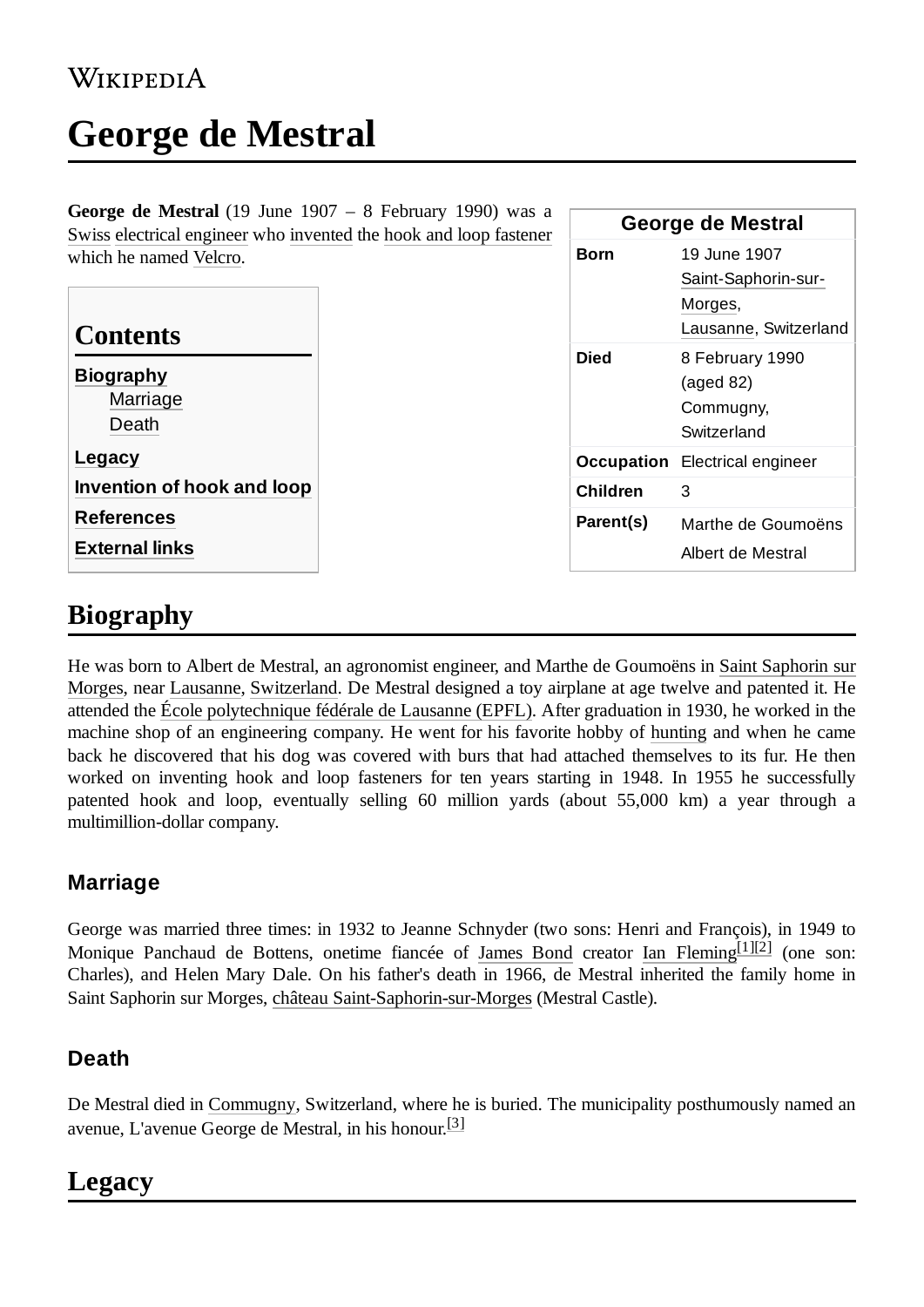Wikipedia

# George de Mestral

**George de Mestral** (19 June 1907 – 8 February 1990) was a Swiss electrical engineer who invented the hook and loop fastener which he named Velcro.

| George de Mestral | |
|---|---|
| **Born** | 19 June 1907 Saint-Saphorin-sur-Morges, Lausanne, Switzerland |
| **Died** | 8 February 1990 (aged 82) Commugny, Switzerland |
| **Occupation** | Electrical engineer |
| **Children** | 3 |
| **Parent(s)** | Marthe de Goumoëns Albert de Mestral |

## Contents

- Biography
  - Marriage
  - Death
- Legacy
- Invention of hook and loop
- References
- External links

## Biography

He was born to Albert de Mestral, an agronomist engineer, and Marthe de Goumoëns in Saint Saphorin sur Morges, near Lausanne, Switzerland. De Mestral designed a toy airplane at age twelve and patented it. He attended the École polytechnique fédérale de Lausanne (EPFL). After graduation in 1930, he worked in the machine shop of an engineering company. He went for his favorite hobby of hunting and when he came back he discovered that his dog was covered with burs that had attached themselves to its fur. He then worked on inventing hook and loop fasteners for ten years starting in 1948. In 1955 he successfully patented hook and loop, eventually selling 60 million yards (about 55,000 km) a year through a multimillion-dollar company.

### Marriage

George was married three times: in 1932 to Jeanne Schnyder (two sons: Henri and François), in 1949 to Monique Panchaud de Bottens, onetime fiancée of James Bond creator Ian Fleming[1][2] (one son: Charles), and Helen Mary Dale. On his father's death in 1966, de Mestral inherited the family home in Saint Saphorin sur Morges, château Saint-Saphorin-sur-Morges (Mestral Castle).

### Death

De Mestral died in Commugny, Switzerland, where he is buried. The municipality posthumously named an avenue, L'avenue George de Mestral, in his honour.[3]

## Legacy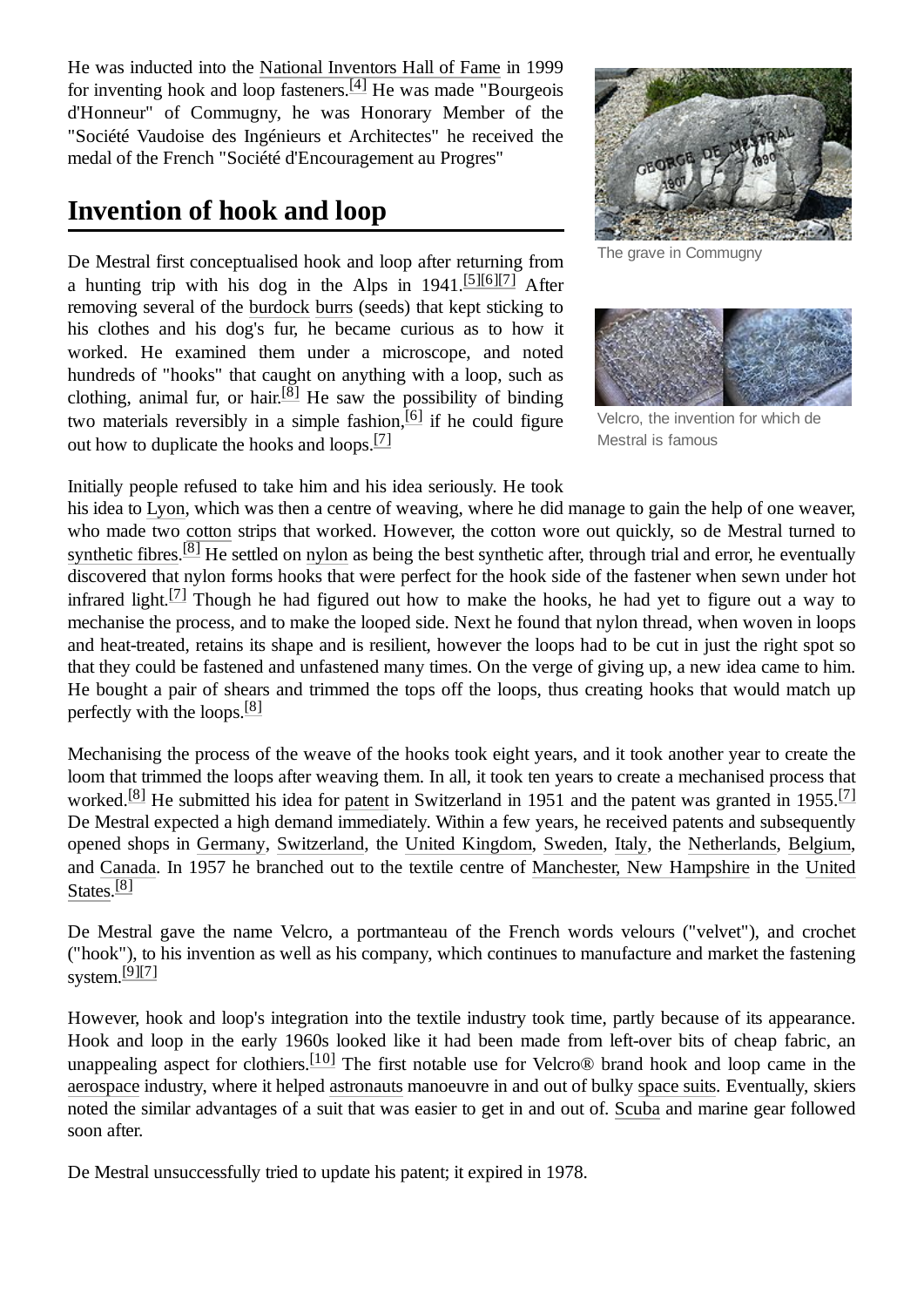He was inducted into the National Inventors Hall of Fame in 1999 for inventing hook and loop fasteners.[4] He was made "Bourgeois d'Honneur" of Commugny, he was Honorary Member of the "Société Vaudoise des Ingénieurs et Architectes" he received the medal of the French "Société d'Encouragement au Progres"

The grave in Commugny

Velcro, the invention for which de Mestral is famous

## Invention of hook and loop

De Mestral first conceptualised hook and loop after returning from a hunting trip with his dog in the Alps in 1941.[5][6][7] After removing several of the burdock burrs (seeds) that kept sticking to his clothes and his dog's fur, he became curious as to how it worked. He examined them under a microscope, and noted hundreds of "hooks" that caught on anything with a loop, such as clothing, animal fur, or hair.[8] He saw the possibility of binding two materials reversibly in a simple fashion,[6] if he could figure out how to duplicate the hooks and loops.[7]

Initially people refused to take him and his idea seriously. He took his idea to Lyon, which was then a centre of weaving, where he did manage to gain the help of one weaver, who made two cotton strips that worked. However, the cotton wore out quickly, so de Mestral turned to synthetic fibres.[8] He settled on nylon as being the best synthetic after, through trial and error, he eventually discovered that nylon forms hooks that were perfect for the hook side of the fastener when sewn under hot infrared light.[7] Though he had figured out how to make the hooks, he had yet to figure out a way to mechanise the process, and to make the looped side. Next he found that nylon thread, when woven in loops and heat-treated, retains its shape and is resilient, however the loops had to be cut in just the right spot so that they could be fastened and unfastened many times. On the verge of giving up, a new idea came to him. He bought a pair of shears and trimmed the tops off the loops, thus creating hooks that would match up perfectly with the loops.[8]

Mechanising the process of the weave of the hooks took eight years, and it took another year to create the loom that trimmed the loops after weaving them. In all, it took ten years to create a mechanised process that worked.[8] He submitted his idea for patent in Switzerland in 1951 and the patent was granted in 1955.[7] De Mestral expected a high demand immediately. Within a few years, he received patents and subsequently opened shops in Germany, Switzerland, the United Kingdom, Sweden, Italy, the Netherlands, Belgium, and Canada. In 1957 he branched out to the textile centre of Manchester, New Hampshire in the United States.[8]

De Mestral gave the name Velcro, a portmanteau of the French words velours ("velvet"), and crochet ("hook"), to his invention as well as his company, which continues to manufacture and market the fastening system.[9][7]

However, hook and loop's integration into the textile industry took time, partly because of its appearance. Hook and loop in the early 1960s looked like it had been made from left-over bits of cheap fabric, an unappealing aspect for clothiers.[10] The first notable use for Velcro® brand hook and loop came in the aerospace industry, where it helped astronauts manoeuvre in and out of bulky space suits. Eventually, skiers noted the similar advantages of a suit that was easier to get in and out of. Scuba and marine gear followed soon after.

De Mestral unsuccessfully tried to update his patent; it expired in 1978.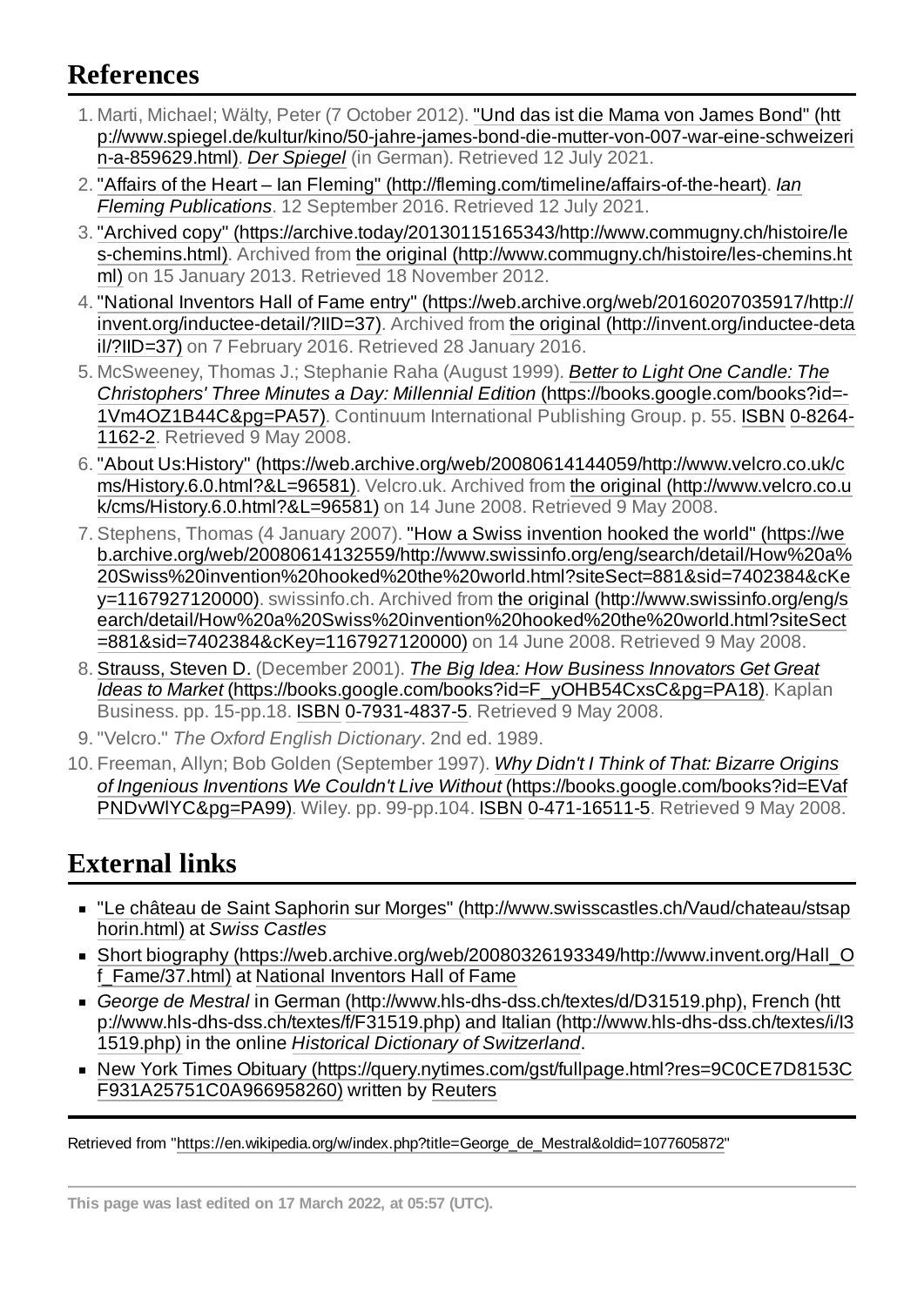## References

1. Marti, Michael; Wälty, Peter (7 October 2012). "Und das ist die Mama von James Bond" (http://www.spiegel.de/kultur/kino/50-jahre-james-bond-die-mutter-von-007-war-eine-schweizerin-a-859629.html). *Der Spiegel* (in German). Retrieved 12 July 2021.
2. "Affairs of the Heart – Ian Fleming" (http://fleming.com/timeline/affairs-of-the-heart). *Ian Fleming Publications*. 12 September 2016. Retrieved 12 July 2021.
3. "Archived copy" (https://archive.today/20130115165343/http://www.commugny.ch/histoire/les-chemins.html). Archived from the original (http://www.commugny.ch/histoire/les-chemins.html) on 15 January 2013. Retrieved 18 November 2012.
4. "National Inventors Hall of Fame entry" (https://web.archive.org/web/20160207035917/http://invent.org/inductee-detail/?IID=37). Archived from the original (http://invent.org/inductee-detail/?IID=37) on 7 February 2016. Retrieved 28 January 2016.
5. McSweeney, Thomas J.; Stephanie Raha (August 1999). *Better to Light One Candle: The Christophers' Three Minutes a Day: Millennial Edition* (https://books.google.com/books?id=-1Vm4OZ1B44C&pg=PA57). Continuum International Publishing Group. p. 55. ISBN 0-8264-1162-2. Retrieved 9 May 2008.
6. "About Us:History" (https://web.archive.org/web/20080614144059/http://www.velcro.co.uk/cms/History.6.0.html?&L=96581). Velcro.uk. Archived from the original (http://www.velcro.co.uk/cms/History.6.0.html?&L=96581) on 14 June 2008. Retrieved 9 May 2008.
7. Stephens, Thomas (4 January 2007). "How a Swiss invention hooked the world" (https://web.archive.org/web/20080614132559/http://www.swissinfo.org/eng/search/detail/How%20a%20Swiss%20invention%20hooked%20the%20world.html?siteSect=881&sid=7402384&cKey=1167927120000). swissinfo.ch. Archived from the original (http://www.swissinfo.org/eng/search/detail/How%20a%20Swiss%20invention%20hooked%20the%20world.html?siteSect=881&sid=7402384&cKey=1167927120000) on 14 June 2008. Retrieved 9 May 2008.
8. Strauss, Steven D. (December 2001). *The Big Idea: How Business Innovators Get Great Ideas to Market* (https://books.google.com/books?id=F_yOHB54CxsC&pg=PA18). Kaplan Business. pp. 15-pp.18. ISBN 0-7931-4837-5. Retrieved 9 May 2008.
9. "Velcro." *The Oxford English Dictionary*. 2nd ed. 1989.
10. Freeman, Allyn; Bob Golden (September 1997). *Why Didn't I Think of That: Bizarre Origins of Ingenious Inventions We Couldn't Live Without* (https://books.google.com/books?id=EVafPNDvWlYC&pg=PA99). Wiley. pp. 99-pp.104. ISBN 0-471-16511-5. Retrieved 9 May 2008.

## External links

- "Le château de Saint Saphorin sur Morges" (http://www.swisscastles.ch/Vaud/chateau/stsaphorin.html) at *Swiss Castles*
- Short biography (https://web.archive.org/web/20080326193349/http://www.invent.org/Hall_Of_Fame/37.html) at National Inventors Hall of Fame
- *George de Mestral* in German (http://www.hls-dhs-dss.ch/textes/d/D31519.php), French (http://www.hls-dhs-dss.ch/textes/f/F31519.php) and Italian (http://www.hls-dhs-dss.ch/textes/i/I31519.php) in the online *Historical Dictionary of Switzerland*.
- New York Times Obituary (https://query.nytimes.com/gst/fullpage.html?res=9C0CE7D8153CF931A25751C0A966958260) written by Reuters

Retrieved from "https://en.wikipedia.org/w/index.php?title=George_de_Mestral&oldid=1077605872"

This page was last edited on 17 March 2022, at 05:57 (UTC).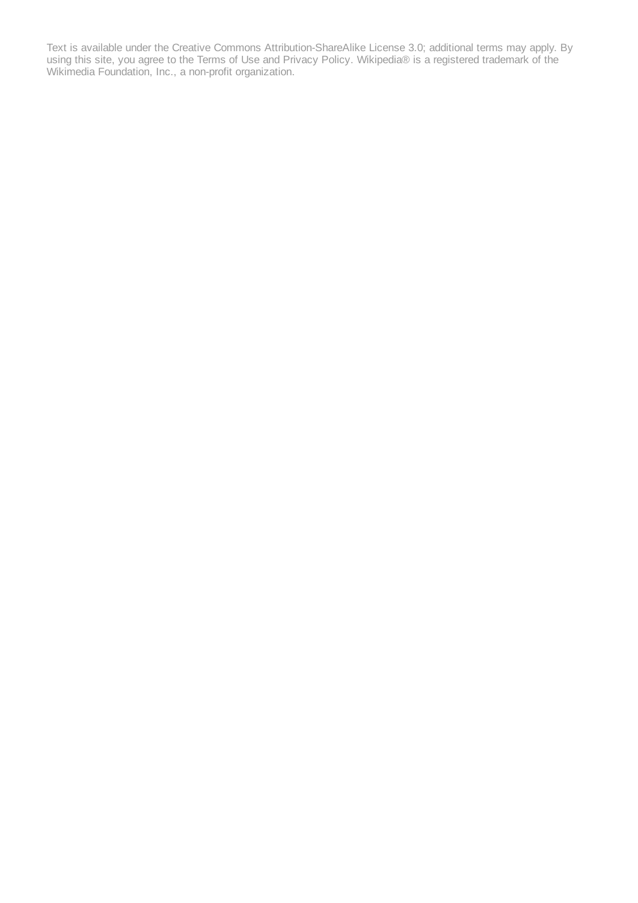Text is available under the Creative Commons Attribution-ShareAlike License 3.0; additional terms may apply. By using this site, you agree to the Terms of Use and Privacy Policy. Wikipedia® is a registered trademark of the Wikimedia Foundation, Inc., a non-profit organization.